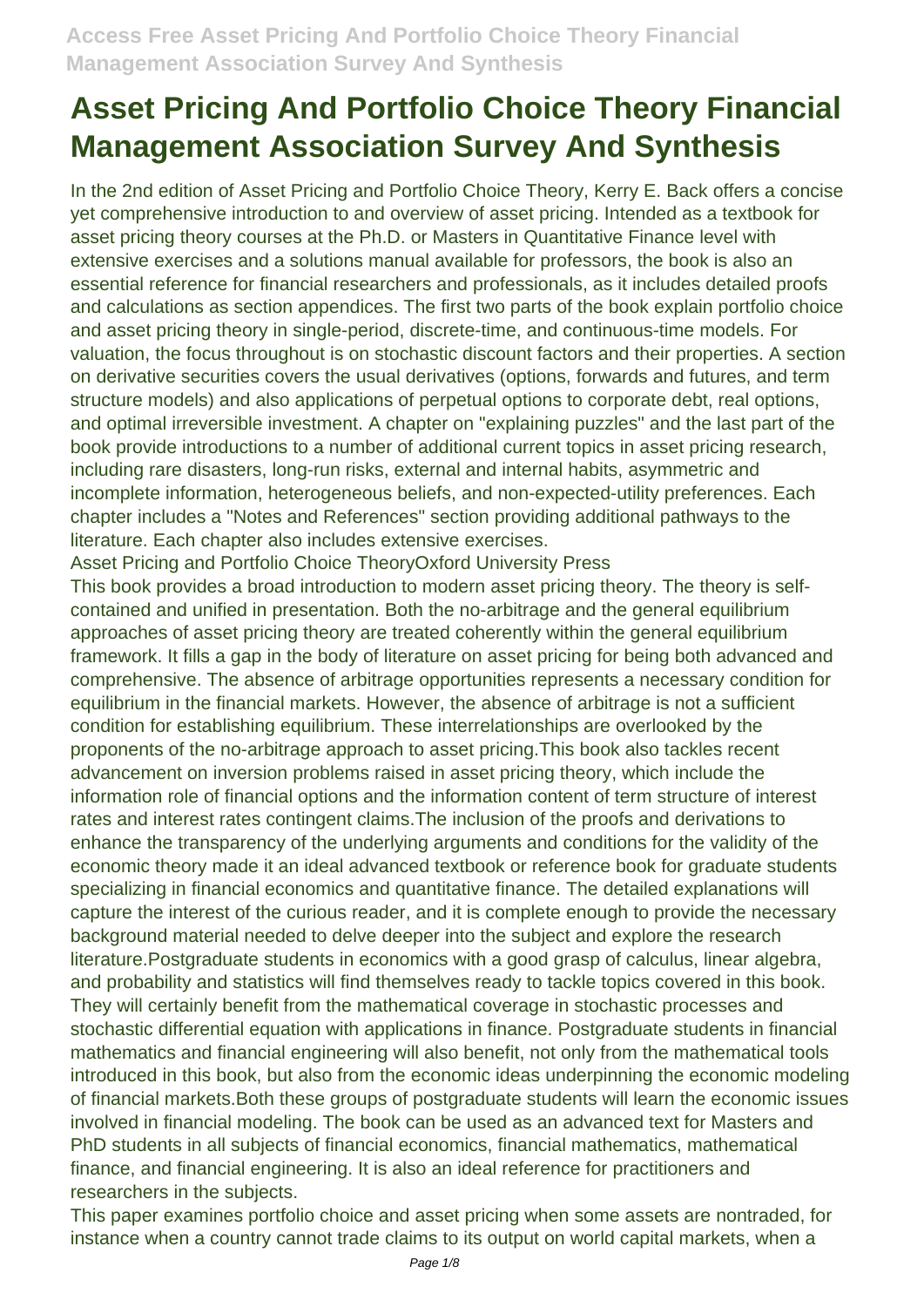# Asset Pricing And Portfolio Choice Theory Financial Management Association Survey And Synthesis

In the 2nd edition of Asset Pricing and Portfolio Choice Theory, Kerry E. Back offers a concise yet comprehensive introduction to and overview of asset pricing. Intended as a textbook for asset pricing theory courses at the Ph.D. or Masters in Quantitative Finance level with extensive exercises and a solutions manual available for professors, the book is also an essential reference for financial researchers and professionals, as it includes detailed proofs and calculations as section appendices. The first two parts of the book explain portfolio choice and asset pricing theory in single-period, discrete-time, and continuous-time models. For valuation, the focus throughout is on stochastic discount factors and their properties. A section on derivative securities covers the usual derivatives (options, forwards and futures, and term structure models) and also applications of perpetual options to corporate debt, real options, and optimal irreversible investment. A chapter on "explaining puzzles" and the last part of the book provide introductions to a number of additional current topics in asset pricing research, including rare disasters, long-run risks, external and internal habits, asymmetric and incomplete information, heterogeneous beliefs, and non-expected-utility preferences. Each chapter includes a "Notes and References" section providing additional pathways to the literature. Each chapter also includes extensive exercises.

Asset Pricing and Portfolio Choice TheoryOxford University Press

This book provides a broad introduction to modern asset pricing theory. The theory is self-contained and unified in presentation. Both the no-arbitrage and the general equilibrium approaches of asset pricing theory are treated coherently within the general equilibrium framework. It fills a gap in the body of literature on asset pricing for being both advanced and comprehensive. The absence of arbitrage opportunities represents a necessary condition for equilibrium in the financial markets. However, the absence of arbitrage is not a sufficient condition for establishing equilibrium. These interrelationships are overlooked by the proponents of the no-arbitrage approach to asset pricing.This book also tackles recent advancement on inversion problems raised in asset pricing theory, which include the information role of financial options and the information content of term structure of interest rates and interest rates contingent claims.The inclusion of the proofs and derivations to enhance the transparency of the underlying arguments and conditions for the validity of the economic theory made it an ideal advanced textbook or reference book for graduate students specializing in financial economics and quantitative finance. The detailed explanations will capture the interest of the curious reader, and it is complete enough to provide the necessary background material needed to delve deeper into the subject and explore the research literature.Postgraduate students in economics with a good grasp of calculus, linear algebra, and probability and statistics will find themselves ready to tackle topics covered in this book. They will certainly benefit from the mathematical coverage in stochastic processes and stochastic differential equation with applications in finance. Postgraduate students in financial mathematics and financial engineering will also benefit, not only from the mathematical tools introduced in this book, but also from the economic ideas underpinning the economic modeling of financial markets.Both these groups of postgraduate students will learn the economic issues involved in financial modeling. The book can be used as an advanced text for Masters and PhD students in all subjects of financial economics, financial mathematics, mathematical finance, and financial engineering. It is also an ideal reference for practitioners and researchers in the subjects.

This paper examines portfolio choice and asset pricing when some assets are nontraded, for instance when a country cannot trade claims to its output on world capital markets, when a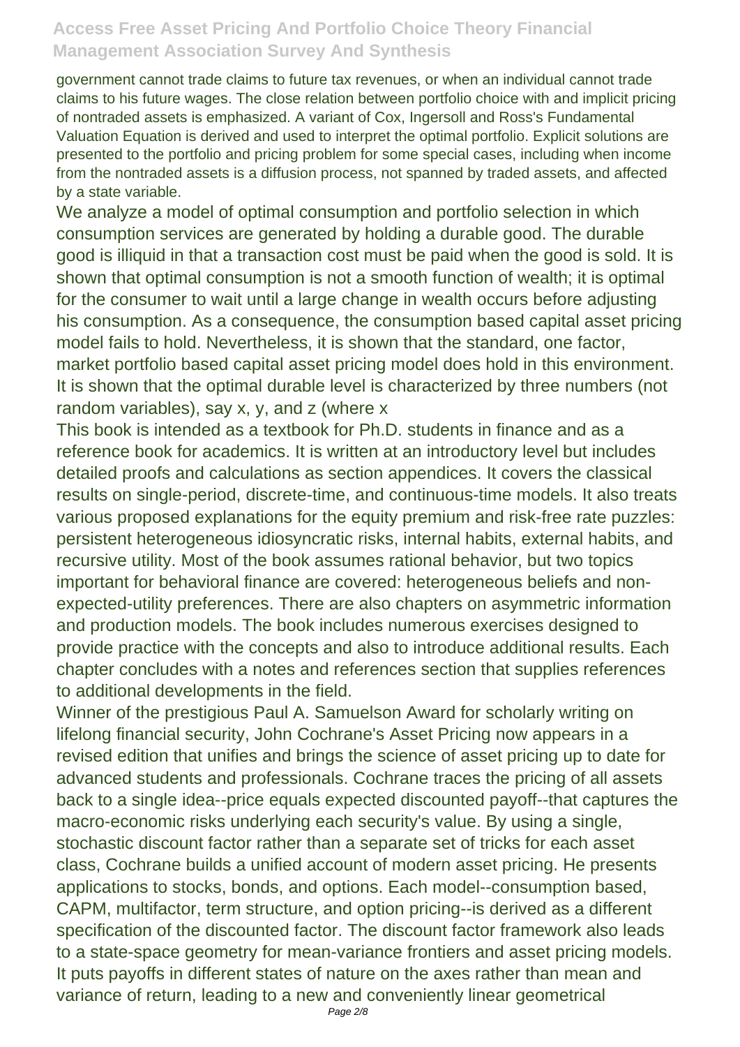government cannot trade claims to future tax revenues, or when an individual cannot trade claims to his future wages. The close relation between portfolio choice with and implicit pricing of nontraded assets is emphasized. A variant of Cox, Ingersoll and Ross's Fundamental Valuation Equation is derived and used to interpret the optimal portfolio. Explicit solutions are presented to the portfolio and pricing problem for some special cases, including when income from the nontraded assets is a diffusion process, not spanned by traded assets, and affected by a state variable.

We analyze a model of optimal consumption and portfolio selection in which consumption services are generated by holding a durable good. The durable good is illiquid in that a transaction cost must be paid when the good is sold. It is shown that optimal consumption is not a smooth function of wealth; it is optimal for the consumer to wait until a large change in wealth occurs before adjusting his consumption. As a consequence, the consumption based capital asset pricing model fails to hold. Nevertheless, it is shown that the standard, one factor, market portfolio based capital asset pricing model does hold in this environment. It is shown that the optimal durable level is characterized by three numbers (not random variables), say x, y, and z (where x

This book is intended as a textbook for Ph.D. students in finance and as a reference book for academics. It is written at an introductory level but includes detailed proofs and calculations as section appendices. It covers the classical results on single-period, discrete-time, and continuous-time models. It also treats various proposed explanations for the equity premium and risk-free rate puzzles: persistent heterogeneous idiosyncratic risks, internal habits, external habits, and recursive utility. Most of the book assumes rational behavior, but two topics important for behavioral finance are covered: heterogeneous beliefs and non-expected-utility preferences. There are also chapters on asymmetric information and production models. The book includes numerous exercises designed to provide practice with the concepts and also to introduce additional results. Each chapter concludes with a notes and references section that supplies references to additional developments in the field.

Winner of the prestigious Paul A. Samuelson Award for scholarly writing on lifelong financial security, John Cochrane's Asset Pricing now appears in a revised edition that unifies and brings the science of asset pricing up to date for advanced students and professionals. Cochrane traces the pricing of all assets back to a single idea--price equals expected discounted payoff--that captures the macro-economic risks underlying each security's value. By using a single, stochastic discount factor rather than a separate set of tricks for each asset class, Cochrane builds a unified account of modern asset pricing. He presents applications to stocks, bonds, and options. Each model--consumption based, CAPM, multifactor, term structure, and option pricing--is derived as a different specification of the discounted factor. The discount factor framework also leads to a state-space geometry for mean-variance frontiers and asset pricing models. It puts payoffs in different states of nature on the axes rather than mean and variance of return, leading to a new and conveniently linear geometrical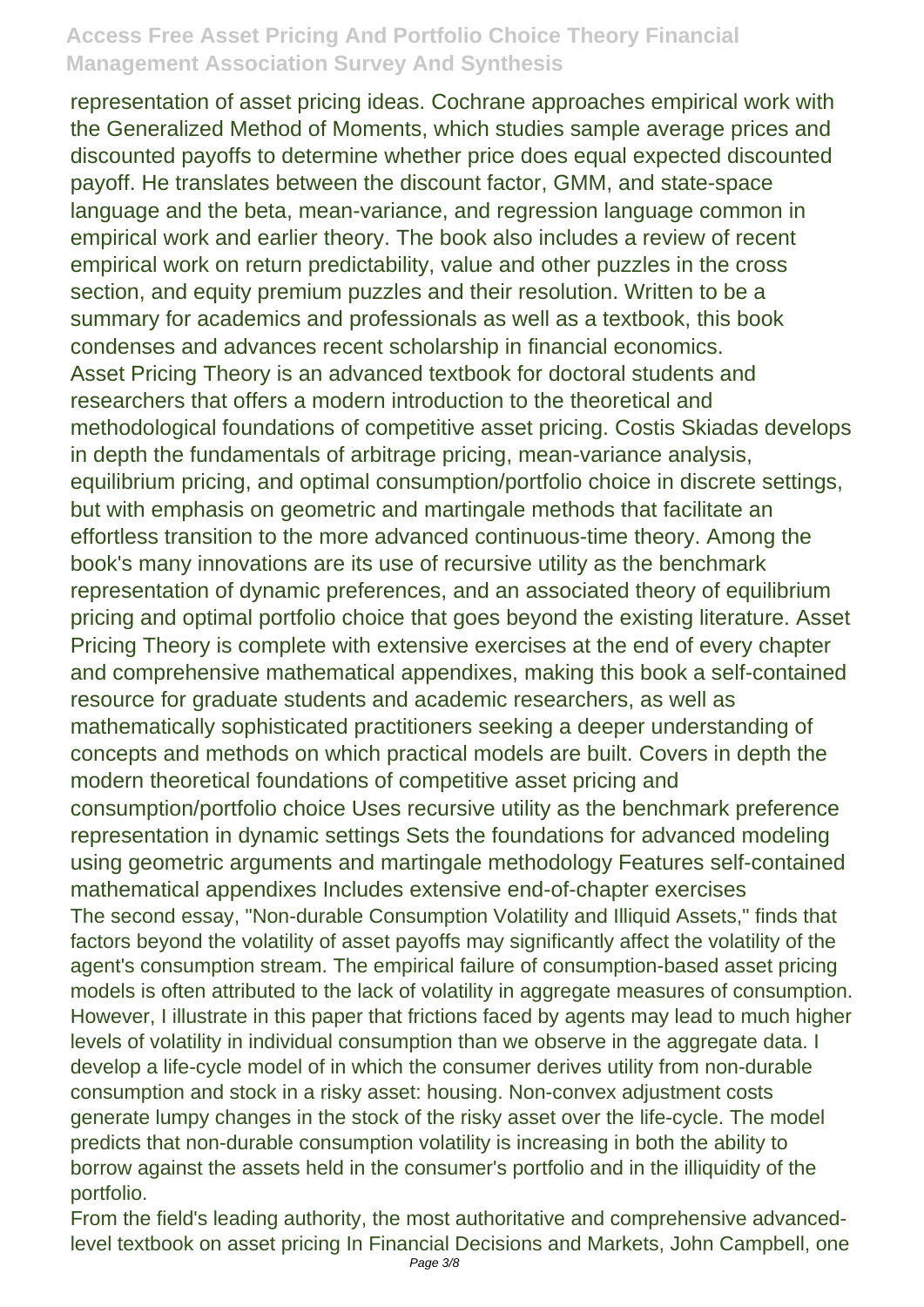representation of asset pricing ideas. Cochrane approaches empirical work with the Generalized Method of Moments, which studies sample average prices and discounted payoffs to determine whether price does equal expected discounted payoff. He translates between the discount factor, GMM, and state-space language and the beta, mean-variance, and regression language common in empirical work and earlier theory. The book also includes a review of recent empirical work on return predictability, value and other puzzles in the cross section, and equity premium puzzles and their resolution. Written to be a summary for academics and professionals as well as a textbook, this book condenses and advances recent scholarship in financial economics.

Asset Pricing Theory is an advanced textbook for doctoral students and researchers that offers a modern introduction to the theoretical and methodological foundations of competitive asset pricing. Costis Skiadas develops in depth the fundamentals of arbitrage pricing, mean-variance analysis, equilibrium pricing, and optimal consumption/portfolio choice in discrete settings, but with emphasis on geometric and martingale methods that facilitate an effortless transition to the more advanced continuous-time theory. Among the book's many innovations are its use of recursive utility as the benchmark representation of dynamic preferences, and an associated theory of equilibrium pricing and optimal portfolio choice that goes beyond the existing literature. Asset Pricing Theory is complete with extensive exercises at the end of every chapter and comprehensive mathematical appendixes, making this book a self-contained resource for graduate students and academic researchers, as well as mathematically sophisticated practitioners seeking a deeper understanding of concepts and methods on which practical models are built. Covers in depth the modern theoretical foundations of competitive asset pricing and consumption/portfolio choice Uses recursive utility as the benchmark preference representation in dynamic settings Sets the foundations for advanced modeling using geometric arguments and martingale methodology Features self-contained mathematical appendixes Includes extensive end-of-chapter exercises

The second essay, "Non-durable Consumption Volatility and Illiquid Assets," finds that factors beyond the volatility of asset payoffs may significantly affect the volatility of the agent's consumption stream. The empirical failure of consumption-based asset pricing models is often attributed to the lack of volatility in aggregate measures of consumption. However, I illustrate in this paper that frictions faced by agents may lead to much higher levels of volatility in individual consumption than we observe in the aggregate data. I develop a life-cycle model of in which the consumer derives utility from non-durable consumption and stock in a risky asset: housing. Non-convex adjustment costs generate lumpy changes in the stock of the risky asset over the life-cycle. The model predicts that non-durable consumption volatility is increasing in both the ability to borrow against the assets held in the consumer's portfolio and in the illiquidity of the portfolio.

From the field's leading authority, the most authoritative and comprehensive advanced-level textbook on asset pricing In Financial Decisions and Markets, John Campbell, one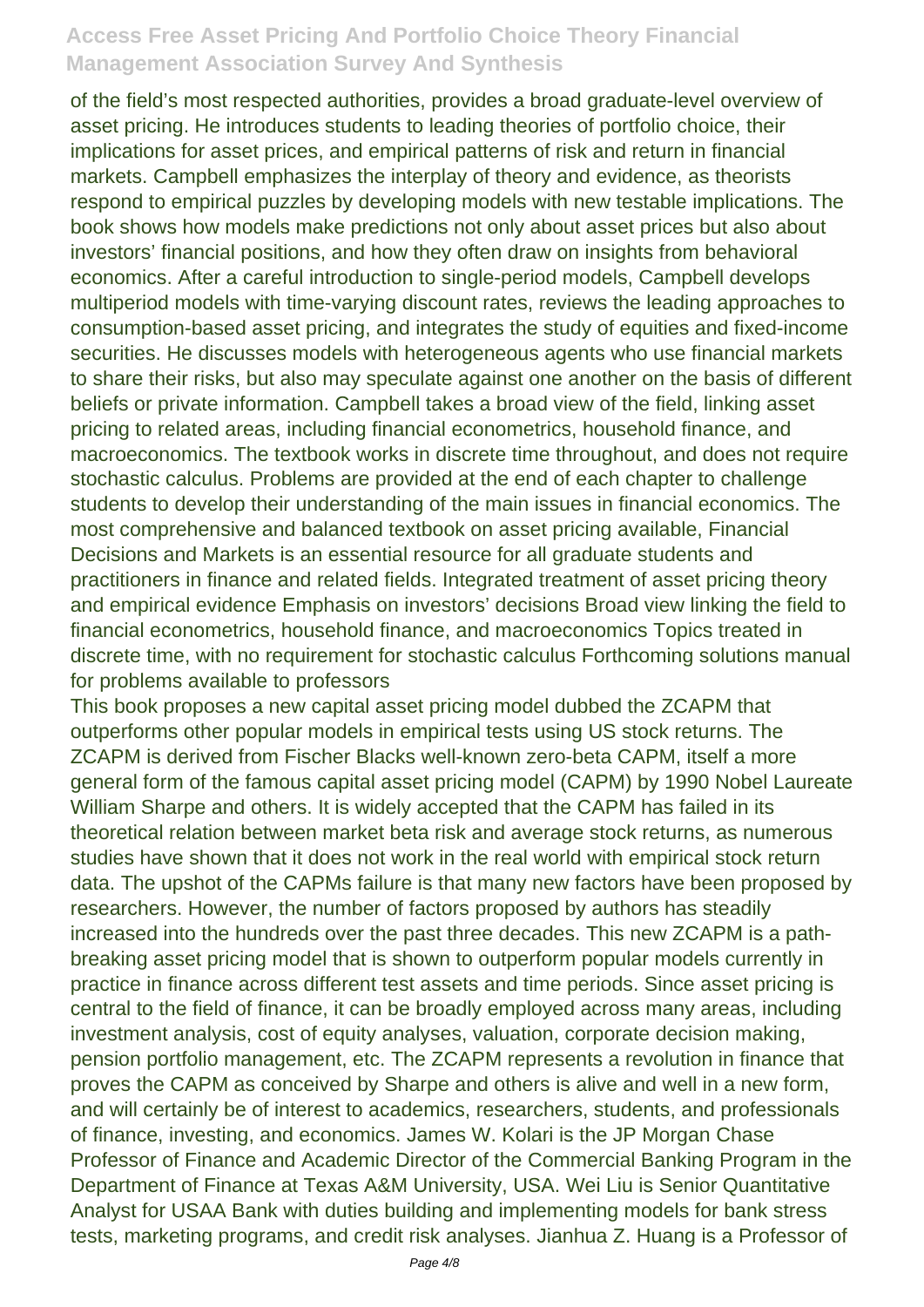of the field's most respected authorities, provides a broad graduate-level overview of asset pricing. He introduces students to leading theories of portfolio choice, their implications for asset prices, and empirical patterns of risk and return in financial markets. Campbell emphasizes the interplay of theory and evidence, as theorists respond to empirical puzzles by developing models with new testable implications. The book shows how models make predictions not only about asset prices but also about investors' financial positions, and how they often draw on insights from behavioral economics. After a careful introduction to single-period models, Campbell develops multiperiod models with time-varying discount rates, reviews the leading approaches to consumption-based asset pricing, and integrates the study of equities and fixed-income securities. He discusses models with heterogeneous agents who use financial markets to share their risks, but also may speculate against one another on the basis of different beliefs or private information. Campbell takes a broad view of the field, linking asset pricing to related areas, including financial econometrics, household finance, and macroeconomics. The textbook works in discrete time throughout, and does not require stochastic calculus. Problems are provided at the end of each chapter to challenge students to develop their understanding of the main issues in financial economics. The most comprehensive and balanced textbook on asset pricing available, Financial Decisions and Markets is an essential resource for all graduate students and practitioners in finance and related fields. Integrated treatment of asset pricing theory and empirical evidence Emphasis on investors' decisions Broad view linking the field to financial econometrics, household finance, and macroeconomics Topics treated in discrete time, with no requirement for stochastic calculus Forthcoming solutions manual for problems available to professors

This book proposes a new capital asset pricing model dubbed the ZCAPM that outperforms other popular models in empirical tests using US stock returns. The ZCAPM is derived from Fischer Blacks well-known zero-beta CAPM, itself a more general form of the famous capital asset pricing model (CAPM) by 1990 Nobel Laureate William Sharpe and others. It is widely accepted that the CAPM has failed in its theoretical relation between market beta risk and average stock returns, as numerous studies have shown that it does not work in the real world with empirical stock return data. The upshot of the CAPMs failure is that many new factors have been proposed by researchers. However, the number of factors proposed by authors has steadily increased into the hundreds over the past three decades. This new ZCAPM is a path-breaking asset pricing model that is shown to outperform popular models currently in practice in finance across different test assets and time periods. Since asset pricing is central to the field of finance, it can be broadly employed across many areas, including investment analysis, cost of equity analyses, valuation, corporate decision making, pension portfolio management, etc. The ZCAPM represents a revolution in finance that proves the CAPM as conceived by Sharpe and others is alive and well in a new form, and will certainly be of interest to academics, researchers, students, and professionals of finance, investing, and economics. James W. Kolari is the JP Morgan Chase Professor of Finance and Academic Director of the Commercial Banking Program in the Department of Finance at Texas A&M University, USA. Wei Liu is Senior Quantitative Analyst for USAA Bank with duties building and implementing models for bank stress tests, marketing programs, and credit risk analyses. Jianhua Z. Huang is a Professor of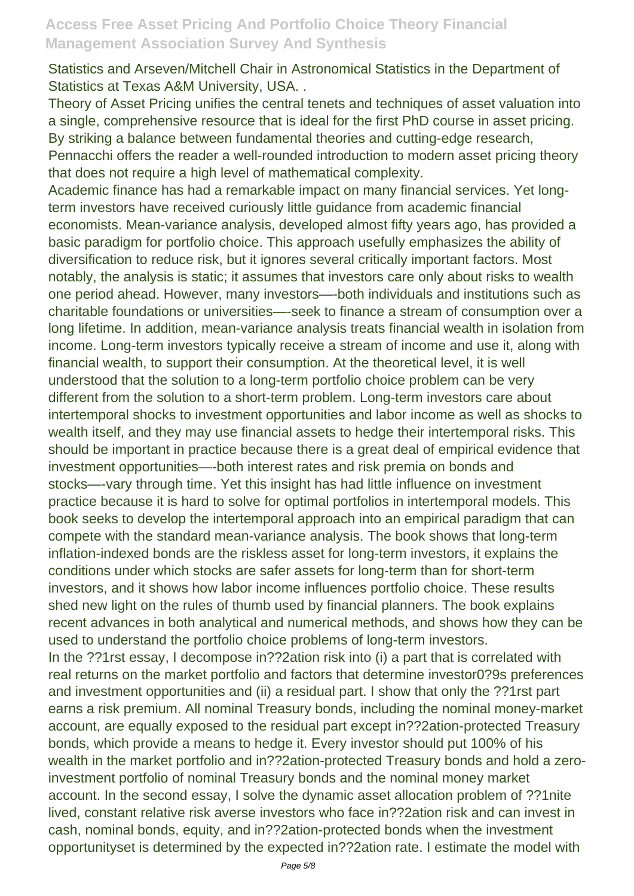Statistics and Arseven/Mitchell Chair in Astronomical Statistics in the Department of Statistics at Texas A&M University, USA. .

Theory of Asset Pricing unifies the central tenets and techniques of asset valuation into a single, comprehensive resource that is ideal for the first PhD course in asset pricing. By striking a balance between fundamental theories and cutting-edge research, Pennacchi offers the reader a well-rounded introduction to modern asset pricing theory that does not require a high level of mathematical complexity.

Academic finance has had a remarkable impact on many financial services. Yet long-term investors have received curiously little guidance from academic financial economists. Mean-variance analysis, developed almost fifty years ago, has provided a basic paradigm for portfolio choice. This approach usefully emphasizes the ability of diversification to reduce risk, but it ignores several critically important factors. Most notably, the analysis is static; it assumes that investors care only about risks to wealth one period ahead. However, many investors—-both individuals and institutions such as charitable foundations or universities—-seek to finance a stream of consumption over a long lifetime. In addition, mean-variance analysis treats financial wealth in isolation from income. Long-term investors typically receive a stream of income and use it, along with financial wealth, to support their consumption. At the theoretical level, it is well understood that the solution to a long-term portfolio choice problem can be very different from the solution to a short-term problem. Long-term investors care about intertemporal shocks to investment opportunities and labor income as well as shocks to wealth itself, and they may use financial assets to hedge their intertemporal risks. This should be important in practice because there is a great deal of empirical evidence that investment opportunities—-both interest rates and risk premia on bonds and stocks—-vary through time. Yet this insight has had little influence on investment practice because it is hard to solve for optimal portfolios in intertemporal models. This book seeks to develop the intertemporal approach into an empirical paradigm that can compete with the standard mean-variance analysis. The book shows that long-term inflation-indexed bonds are the riskless asset for long-term investors, it explains the conditions under which stocks are safer assets for long-term than for short-term investors, and it shows how labor income influences portfolio choice. These results shed new light on the rules of thumb used by financial planners. The book explains recent advances in both analytical and numerical methods, and shows how they can be used to understand the portfolio choice problems of long-term investors.

In the ??1rst essay, I decompose in??2ation risk into (i) a part that is correlated with real returns on the market portfolio and factors that determine investor0?9s preferences and investment opportunities and (ii) a residual part. I show that only the ??1rst part earns a risk premium. All nominal Treasury bonds, including the nominal money-market account, are equally exposed to the residual part except in??2ation-protected Treasury bonds, which provide a means to hedge it. Every investor should put 100% of his wealth in the market portfolio and in??2ation-protected Treasury bonds and hold a zero-investment portfolio of nominal Treasury bonds and the nominal money market account. In the second essay, I solve the dynamic asset allocation problem of ??1nite lived, constant relative risk averse investors who face in??2ation risk and can invest in cash, nominal bonds, equity, and in??2ation-protected bonds when the investment opportunityset is determined by the expected in??2ation rate. I estimate the model with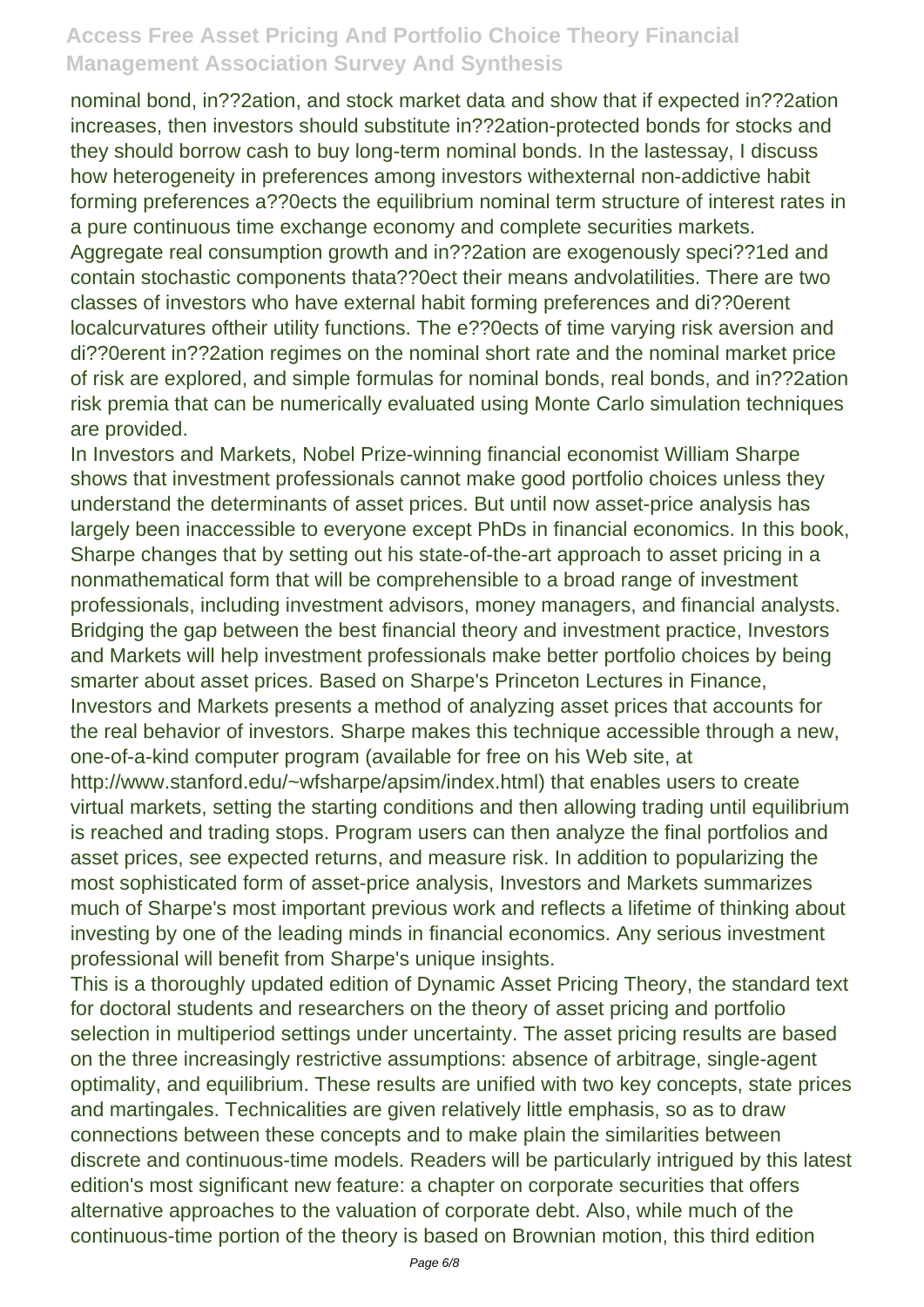nominal bond, in??2ation, and stock market data and show that if expected in??2ation increases, then investors should substitute in??2ation-protected bonds for stocks and they should borrow cash to buy long-term nominal bonds. In the lastessay, I discuss how heterogeneity in preferences among investors withexternal non-addictive habit forming preferences a??0ects the equilibrium nominal term structure of interest rates in a pure continuous time exchange economy and complete securities markets. Aggregate real consumption growth and in??2ation are exogenously speci??1ed and contain stochastic components thata??0ect their means andvolatilities. There are two classes of investors who have external habit forming preferences and di??0erent localcurvatures oftheir utility functions. The e??0ects of time varying risk aversion and di??0erent in??2ation regimes on the nominal short rate and the nominal market price of risk are explored, and simple formulas for nominal bonds, real bonds, and in??2ation risk premia that can be numerically evaluated using Monte Carlo simulation techniques are provided.

In Investors and Markets, Nobel Prize-winning financial economist William Sharpe shows that investment professionals cannot make good portfolio choices unless they understand the determinants of asset prices. But until now asset-price analysis has largely been inaccessible to everyone except PhDs in financial economics. In this book, Sharpe changes that by setting out his state-of-the-art approach to asset pricing in a nonmathematical form that will be comprehensible to a broad range of investment professionals, including investment advisors, money managers, and financial analysts. Bridging the gap between the best financial theory and investment practice, Investors and Markets will help investment professionals make better portfolio choices by being smarter about asset prices. Based on Sharpe's Princeton Lectures in Finance, Investors and Markets presents a method of analyzing asset prices that accounts for the real behavior of investors. Sharpe makes this technique accessible through a new, one-of-a-kind computer program (available for free on his Web site, at http://www.stanford.edu/~wfsharpe/apsim/index.html) that enables users to create virtual markets, setting the starting conditions and then allowing trading until equilibrium is reached and trading stops. Program users can then analyze the final portfolios and asset prices, see expected returns, and measure risk. In addition to popularizing the most sophisticated form of asset-price analysis, Investors and Markets summarizes much of Sharpe's most important previous work and reflects a lifetime of thinking about investing by one of the leading minds in financial economics. Any serious investment professional will benefit from Sharpe's unique insights.

This is a thoroughly updated edition of Dynamic Asset Pricing Theory, the standard text for doctoral students and researchers on the theory of asset pricing and portfolio selection in multiperiod settings under uncertainty. The asset pricing results are based on the three increasingly restrictive assumptions: absence of arbitrage, single-agent optimality, and equilibrium. These results are unified with two key concepts, state prices and martingales. Technicalities are given relatively little emphasis, so as to draw connections between these concepts and to make plain the similarities between discrete and continuous-time models. Readers will be particularly intrigued by this latest edition's most significant new feature: a chapter on corporate securities that offers alternative approaches to the valuation of corporate debt. Also, while much of the continuous-time portion of the theory is based on Brownian motion, this third edition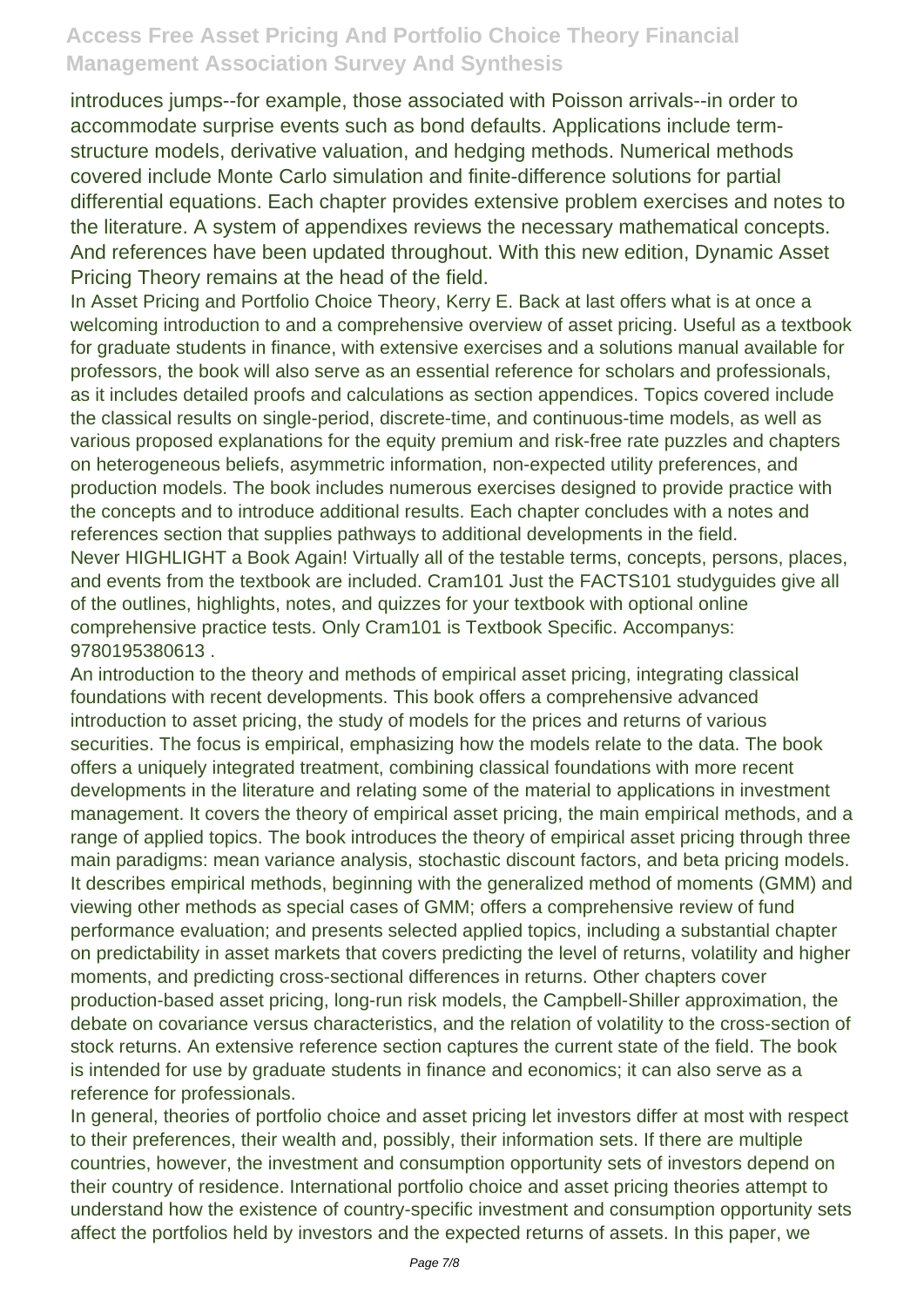introduces jumps--for example, those associated with Poisson arrivals--in order to accommodate surprise events such as bond defaults. Applications include term-structure models, derivative valuation, and hedging methods. Numerical methods covered include Monte Carlo simulation and finite-difference solutions for partial differential equations. Each chapter provides extensive problem exercises and notes to the literature. A system of appendixes reviews the necessary mathematical concepts. And references have been updated throughout. With this new edition, Dynamic Asset Pricing Theory remains at the head of the field.

In Asset Pricing and Portfolio Choice Theory, Kerry E. Back at last offers what is at once a welcoming introduction to and a comprehensive overview of asset pricing. Useful as a textbook for graduate students in finance, with extensive exercises and a solutions manual available for professors, the book will also serve as an essential reference for scholars and professionals, as it includes detailed proofs and calculations as section appendices. Topics covered include the classical results on single-period, discrete-time, and continuous-time models, as well as various proposed explanations for the equity premium and risk-free rate puzzles and chapters on heterogeneous beliefs, asymmetric information, non-expected utility preferences, and production models. The book includes numerous exercises designed to provide practice with the concepts and to introduce additional results. Each chapter concludes with a notes and references section that supplies pathways to additional developments in the field.

Never HIGHLIGHT a Book Again! Virtually all of the testable terms, concepts, persons, places, and events from the textbook are included. Cram101 Just the FACTS101 studyguides give all of the outlines, highlights, notes, and quizzes for your textbook with optional online comprehensive practice tests. Only Cram101 is Textbook Specific. Accompanys: 9780195380613 .

An introduction to the theory and methods of empirical asset pricing, integrating classical foundations with recent developments. This book offers a comprehensive advanced introduction to asset pricing, the study of models for the prices and returns of various securities. The focus is empirical, emphasizing how the models relate to the data. The book offers a uniquely integrated treatment, combining classical foundations with more recent developments in the literature and relating some of the material to applications in investment management. It covers the theory of empirical asset pricing, the main empirical methods, and a range of applied topics. The book introduces the theory of empirical asset pricing through three main paradigms: mean variance analysis, stochastic discount factors, and beta pricing models. It describes empirical methods, beginning with the generalized method of moments (GMM) and viewing other methods as special cases of GMM; offers a comprehensive review of fund performance evaluation; and presents selected applied topics, including a substantial chapter on predictability in asset markets that covers predicting the level of returns, volatility and higher moments, and predicting cross-sectional differences in returns. Other chapters cover production-based asset pricing, long-run risk models, the Campbell-Shiller approximation, the debate on covariance versus characteristics, and the relation of volatility to the cross-section of stock returns. An extensive reference section captures the current state of the field. The book is intended for use by graduate students in finance and economics; it can also serve as a reference for professionals.

In general, theories of portfolio choice and asset pricing let investors differ at most with respect to their preferences, their wealth and, possibly, their information sets. If there are multiple countries, however, the investment and consumption opportunity sets of investors depend on their country of residence. International portfolio choice and asset pricing theories attempt to understand how the existence of country-specific investment and consumption opportunity sets affect the portfolios held by investors and the expected returns of assets. In this paper, we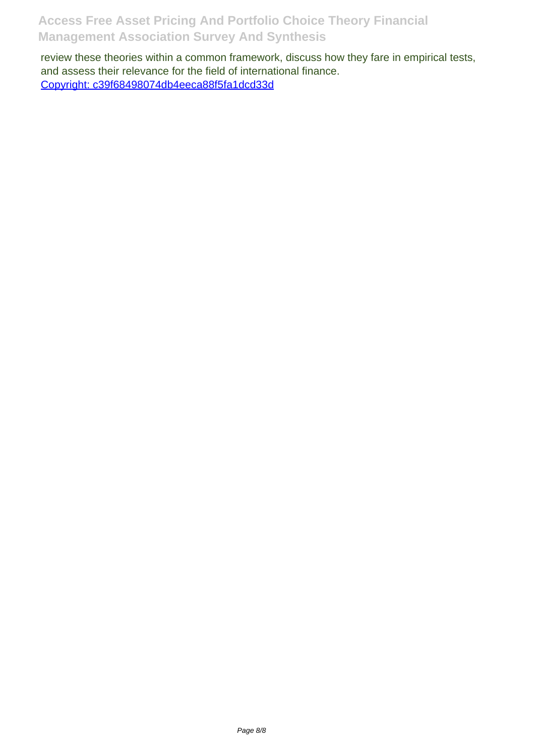review these theories within a common framework, discuss how they fare in empirical tests, and assess their relevance for the field of international finance.

Copyright: c39f68498074db4eeca88f5fa1dcd33d